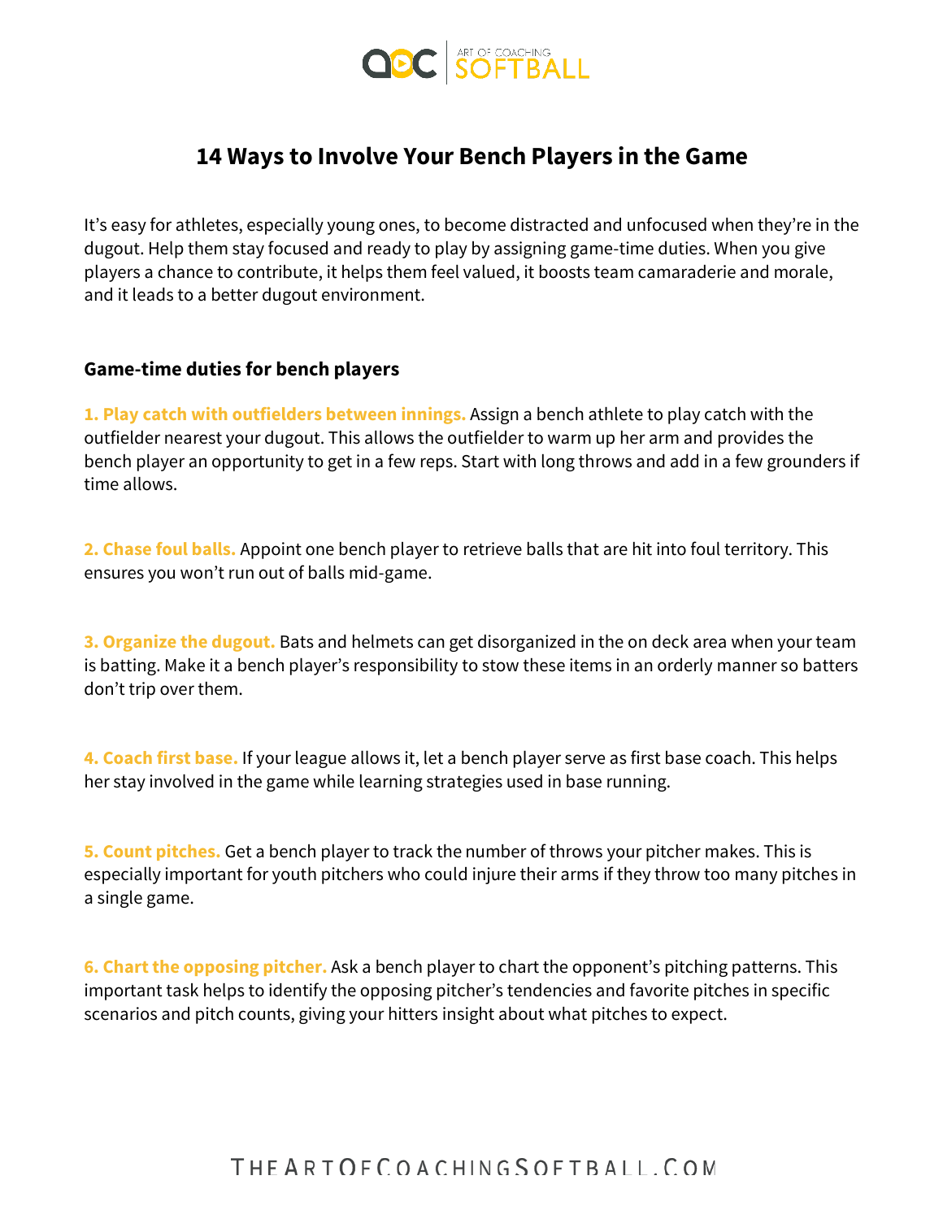# 14 Ways to Involve Your Bench Players in the Game

It's easy for athletes, especially young ones, to become distracted and unfocused when they're in the dugout. Help them stay focused and ready to play by assigning game-time duties. When you give players a chance to contribute, it helps them feel valued, it boosts team camaraderie and morale, and it leads to a better dugout environment.

## Game-time duties for bench players

**1. Play catch with outfielders between innings.** Assign a bench athlete to play catch with the outfielder nearest your dugout. This allows the outfielder to warm up her arm and provides the bench player an opportunity to get in a few reps. Start with long throws and add in a few grounders if time allows.

**2. Chase foul balls.** Appoint one bench player to retrieve balls that are hit into foul territory. This ensures you won't run out of balls mid-game.

**3. Organize the dugout.** Bats and helmets can get disorganized in the on deck area when your team is batting. Make it a bench player's responsibility to stow these items in an orderly manner so batters don't trip over them.

**4. Coach first base.** If your league allows it, let a bench player serve as first base coach. This helps her stay involved in the game while learning strategies used in base running.

**5. Count pitches.** Get a bench player to track the number of throws your pitcher makes. This is especially important for youth pitchers who could injure their arms if they throw too many pitches in a single game.

**6. Chart the opposing pitcher.** Ask a bench player to chart the opponent's pitching patterns. This important task helps to identify the opposing pitcher's tendencies and favorite pitches in specific scenarios and pitch counts, giving your hitters insight about what pitches to expect.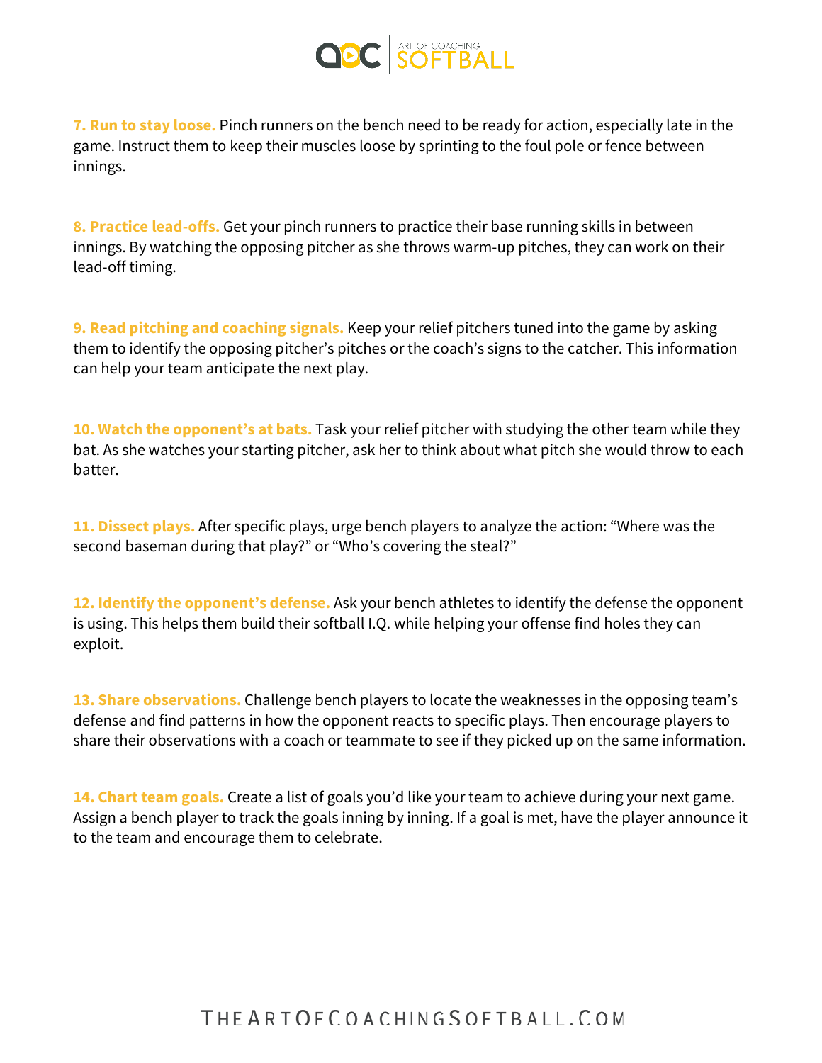**7. Run to stay loose.** Pinch runners on the bench need to be ready for action, especially late in the game. Instruct them to keep their muscles loose by sprinting to the foul pole or fence between innings.

**8. Practice lead-offs.** Get your pinch runners to practice their base running skills in between innings. By watching the opposing pitcher as she throws warm-up pitches, they can work on their lead-off timing.

**9. Read pitching and coaching signals.** Keep your relief pitchers tuned into the game by asking them to identify the opposing pitcher's pitches or the coach's signs to the catcher. This information can help your team anticipate the next play.

**10. Watch the opponent's at bats.** Task your relief pitcher with studying the other team while they bat. As she watches your starting pitcher, ask her to think about what pitch she would throw to each batter.

**11. Dissect plays.** After specific plays, urge bench players to analyze the action: "Where was the second baseman during that play?" or "Who's covering the steal?"

**12. Identify the opponent's defense.** Ask your bench athletes to identify the defense the opponent is using. This helps them build their softball I.Q. while helping your offense find holes they can exploit.

**13. Share observations.** Challenge bench players to locate the weaknesses in the opposing team's defense and find patterns in how the opponent reacts to specific plays. Then encourage players to share their observations with a coach or teammate to see if they picked up on the same information.

**14. Chart team goals.** Create a list of goals you'd like your team to achieve during your next game. Assign a bench player to track the goals inning by inning. If a goal is met, have the player announce it to the team and encourage them to celebrate.